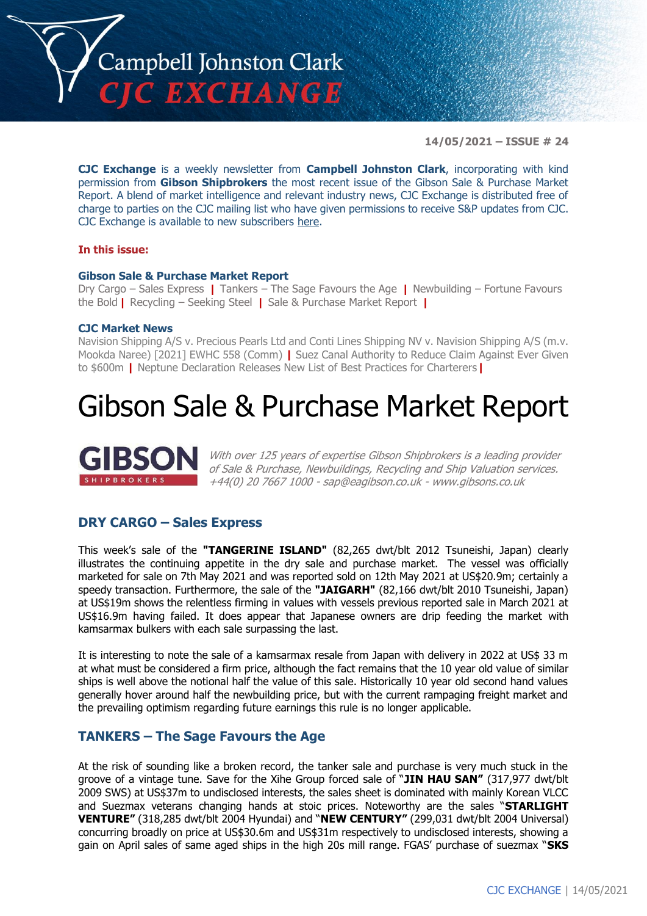14/05/2021 – ISSUE # 24

**CJC Exchange** is a weekly newsletter from **Campbell Johnston Clark**, incorporating with kind permission from **Gibson Shipbrokers** the most recent issue of the Gibson Sale & Purchase Market Report. A blend of market intelligence and relevant industry news, CJC Exchange is distributed free of charge to parties on the CJC mailing list who have given permissions to receive S&P updates from CJC. CJC Exchange is available to new subscribers here.

**In this issue:**

**Gibson Sale & Purchase Market Report**
Dry Cargo – Sales Express | Tankers – The Sage Favours the Age | Newbuilding – Fortune Favours the Bold | Recycling – Seeking Steel | Sale & Purchase Market Report |

**CJC Market News**
Navision Shipping A/S v. Precious Pearls Ltd and Conti Lines Shipping NV v. Navision Shipping A/S (m.v. Mookda Naree) [2021] EWHC 558 (Comm) | Suez Canal Authority to Reduce Claim Against Ever Given to $600m | Neptune Declaration Releases New List of Best Practices for Charterers |

# Gibson Sale & Purchase Market Report

GIBSON SHIPBROKERS

*With over 125 years of expertise Gibson Shipbrokers is a leading provider of Sale & Purchase, Newbuildings, Recycling and Ship Valuation services. +44(0) 20 7667 1000 - sap@eagibson.co.uk - www.gibsons.co.uk*

## DRY CARGO – Sales Express

This week's sale of the **"TANGERINE ISLAND"** (82,265 dwt/blt 2012 Tsuneishi, Japan) clearly illustrates the continuing appetite in the dry sale and purchase market. The vessel was officially marketed for sale on 7th May 2021 and was reported sold on 12th May 2021 at US$20.9m; certainly a speedy transaction. Furthermore, the sale of the **"JAIGARH"** (82,166 dwt/blt 2010 Tsuneishi, Japan) at US$19m shows the relentless firming in values with vessels previous reported sale in March 2021 at US$16.9m having failed. It does appear that Japanese owners are drip feeding the market with kamsarmax bulkers with each sale surpassing the last.

It is interesting to note the sale of a kamsarmax resale from Japan with delivery in 2022 at US$ 33 m at what must be considered a firm price, although the fact remains that the 10 year old value of similar ships is well above the notional half the value of this sale. Historically 10 year old second hand values generally hover around half the newbuilding price, but with the current rampaging freight market and the prevailing optimism regarding future earnings this rule is no longer applicable.

## TANKERS – The Sage Favours the Age

At the risk of sounding like a broken record, the tanker sale and purchase is very much stuck in the groove of a vintage tune. Save for the Xihe Group forced sale of **"JIN HAU SAN"** (317,977 dwt/blt 2009 SWS) at US$37m to undisclosed interests, the sales sheet is dominated with mainly Korean VLCC and Suezmax veterans changing hands at stoic prices. Noteworthy are the sales **"STARLIGHT VENTURE"** (318,285 dwt/blt 2004 Hyundai) and **"NEW CENTURY"** (299,031 dwt/blt 2004 Universal) concurring broadly on price at US$30.6m and US$31m respectively to undisclosed interests, showing a gain on April sales of same aged ships in the high 20s mill range. FGAS' purchase of suezmax **"SKS**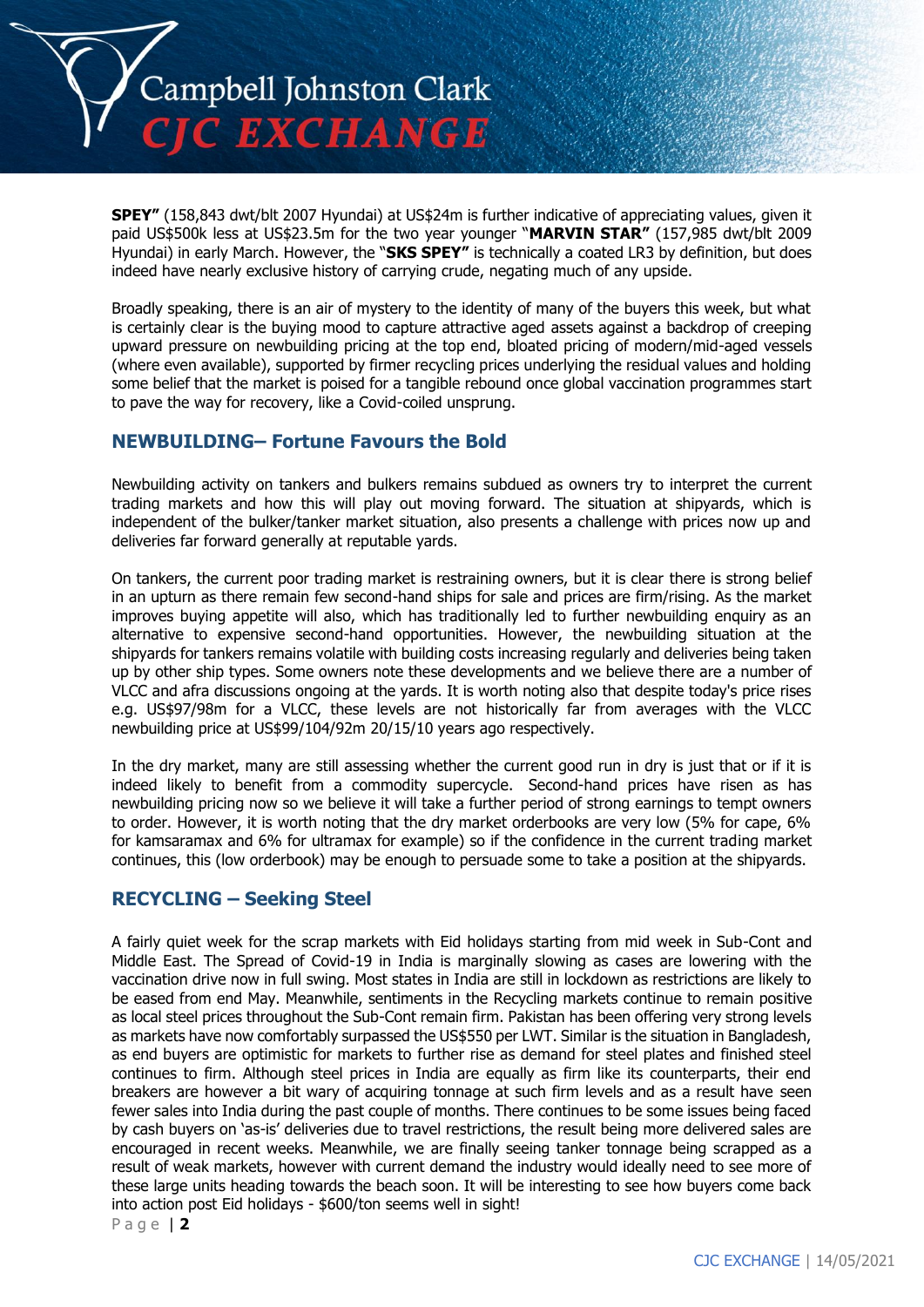**SPEY"** (158,843 dwt/blt 2007 Hyundai) at US$24m is further indicative of appreciating values, given it paid US$500k less at US$23.5m for the two year younger "**MARVIN STAR"** (157,985 dwt/blt 2009 Hyundai) in early March. However, the "**SKS SPEY"** is technically a coated LR3 by definition, but does indeed have nearly exclusive history of carrying crude, negating much of any upside.

Broadly speaking, there is an air of mystery to the identity of many of the buyers this week, but what is certainly clear is the buying mood to capture attractive aged assets against a backdrop of creeping upward pressure on newbuilding pricing at the top end, bloated pricing of modern/mid-aged vessels (where even available), supported by firmer recycling prices underlying the residual values and holding some belief that the market is poised for a tangible rebound once global vaccination programmes start to pave the way for recovery, like a Covid-coiled unsprung.

## NEWBUILDING– Fortune Favours the Bold

Newbuilding activity on tankers and bulkers remains subdued as owners try to interpret the current trading markets and how this will play out moving forward. The situation at shipyards, which is independent of the bulker/tanker market situation, also presents a challenge with prices now up and deliveries far forward generally at reputable yards.

On tankers, the current poor trading market is restraining owners, but it is clear there is strong belief in an upturn as there remain few second-hand ships for sale and prices are firm/rising. As the market improves buying appetite will also, which has traditionally led to further newbuilding enquiry as an alternative to expensive second-hand opportunities. However, the newbuilding situation at the shipyards for tankers remains volatile with building costs increasing regularly and deliveries being taken up by other ship types. Some owners note these developments and we believe there are a number of VLCC and afra discussions ongoing at the yards. It is worth noting also that despite today's price rises e.g. US$97/98m for a VLCC, these levels are not historically far from averages with the VLCC newbuilding price at US$99/104/92m 20/15/10 years ago respectively.

In the dry market, many are still assessing whether the current good run in dry is just that or if it is indeed likely to benefit from a commodity supercycle. Second-hand prices have risen as has newbuilding pricing now so we believe it will take a further period of strong earnings to tempt owners to order. However, it is worth noting that the dry market orderbooks are very low (5% for cape, 6% for kamsaramax and 6% for ultramax for example) so if the confidence in the current trading market continues, this (low orderbook) may be enough to persuade some to take a position at the shipyards.

## RECYCLING – Seeking Steel

A fairly quiet week for the scrap markets with Eid holidays starting from mid week in Sub-Cont and Middle East. The Spread of Covid-19 in India is marginally slowing as cases are lowering with the vaccination drive now in full swing. Most states in India are still in lockdown as restrictions are likely to be eased from end May. Meanwhile, sentiments in the Recycling markets continue to remain positive as local steel prices throughout the Sub-Cont remain firm. Pakistan has been offering very strong levels as markets have now comfortably surpassed the US$550 per LWT. Similar is the situation in Bangladesh, as end buyers are optimistic for markets to further rise as demand for steel plates and finished steel continues to firm. Although steel prices in India are equally as firm like its counterparts, their end breakers are however a bit wary of acquiring tonnage at such firm levels and as a result have seen fewer sales into India during the past couple of months. There continues to be some issues being faced by cash buyers on 'as-is' deliveries due to travel restrictions, the result being more delivered sales are encouraged in recent weeks. Meanwhile, we are finally seeing tanker tonnage being scrapped as a result of weak markets, however with current demand the industry would ideally need to see more of these large units heading towards the beach soon. It will be interesting to see how buyers come back into action post Eid holidays - $600/ton seems well in sight!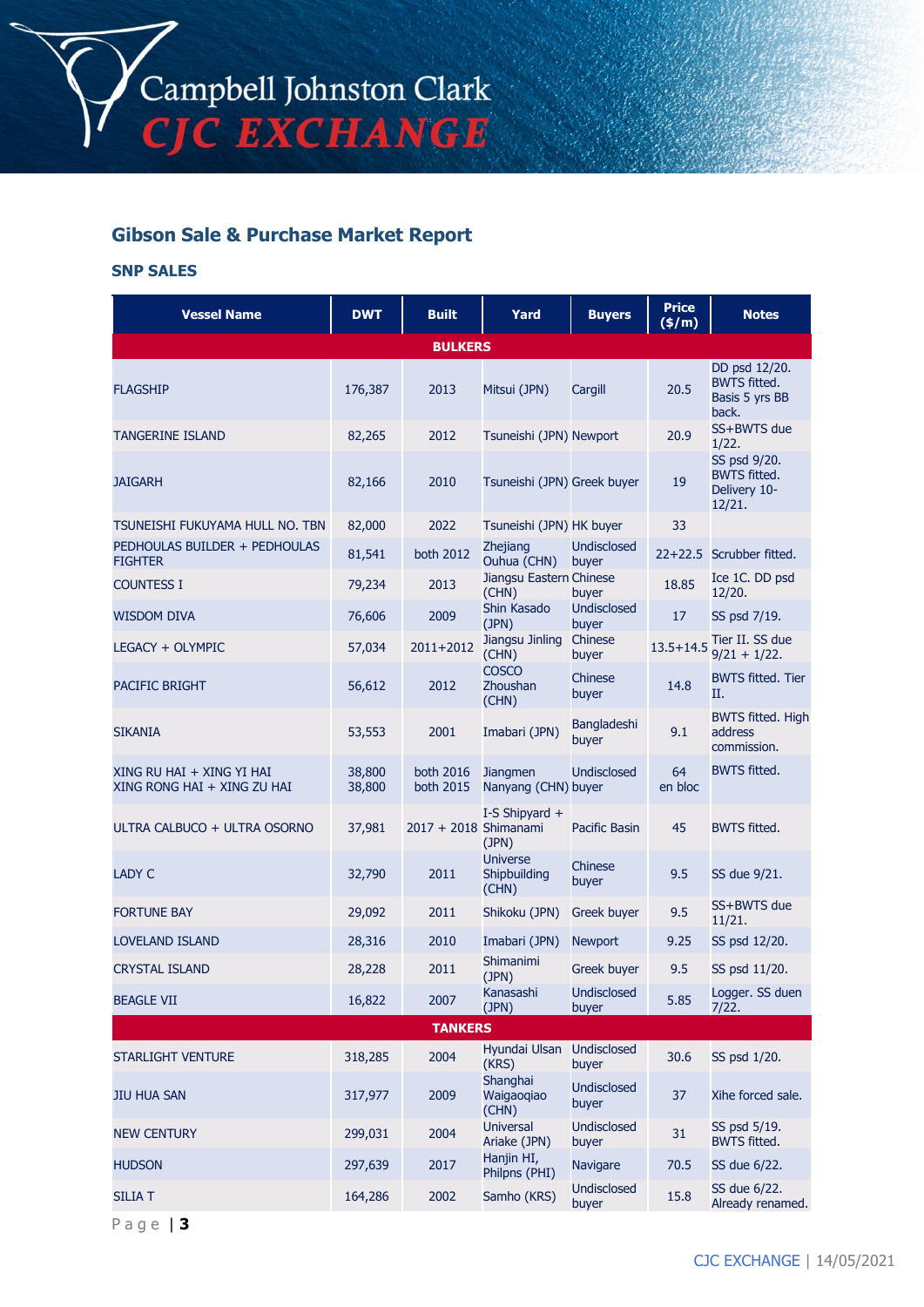## Gibson Sale & Purchase Market Report

### SNP SALES

| Vessel Name | DWT | Built | Yard | Buyers | Price ($/m) | Notes |
|---|---|---|---|---|---|---|
| **BULKERS** | | | | | | |
| FLAGSHIP | 176,387 | 2013 | Mitsui (JPN) | Cargill | 20.5 | DD psd 12/20. BWTS fitted. Basis 5 yrs BB back. |
| TANGERINE ISLAND | 82,265 | 2012 | Tsuneishi (JPN) | Newport | 20.9 | SS+BWTS due 1/22. |
| JAIGARH | 82,166 | 2010 | Tsuneishi (JPN) | Greek buyer | 19 | SS psd 9/20. BWTS fitted. Delivery 10-12/21. |
| TSUNEISHI FUKUYAMA HULL NO. TBN | 82,000 | 2022 | Tsuneishi (JPN) | HK buyer | 33 | |
| PEDHOULAS BUILDER + PEDHOULAS FIGHTER | 81,541 | both 2012 | Zhejiang Ouhua (CHN) | Undisclosed buyer | 22+22.5 | Scrubber fitted. |
| COUNTESS I | 79,234 | 2013 | Jiangsu Eastern (CHN) | Chinese buyer | 18.85 | Ice 1C. DD psd 12/20. |
| WISDOM DIVA | 76,606 | 2009 | Shin Kasado (JPN) | Undisclosed buyer | 17 | SS psd 7/19. |
| LEGACY + OLYMPIC | 57,034 | 2011+2012 | Jiangsu Jinling (CHN) | Chinese buyer | 13.5+14.5 | Tier II. SS due 9/21 + 1/22. |
| PACIFIC BRIGHT | 56,612 | 2012 | COSCO Zhoushan (CHN) | Chinese buyer | 14.8 | BWTS fitted. Tier II. |
| SIKANIA | 53,553 | 2001 | Imabari (JPN) | Bangladeshi buyer | 9.1 | BWTS fitted. High address commission. |
| XING RU HAI + XING YI HAI<br>XING RONG HAI + XING ZU HAI | 38,800<br>38,800 | both 2016<br>both 2015 | Jiangmen Nanyang (CHN) | Undisclosed buyer | 64<br>en bloc | BWTS fitted. |
| ULTRA CALBUCO + ULTRA OSORNO | 37,981 | 2017 + 2018 | I-S Shipyard + Shimanami (JPN) | Pacific Basin | 45 | BWTS fitted. |
| LADY C | 32,790 | 2011 | Universe Shipbuilding (CHN) | Chinese buyer | 9.5 | SS due 9/21. |
| FORTUNE BAY | 29,092 | 2011 | Shikoku (JPN) | Greek buyer | 9.5 | SS+BWTS due 11/21. |
| LOVELAND ISLAND | 28,316 | 2010 | Imabari (JPN) | Newport | 9.25 | SS psd 12/20. |
| CRYSTAL ISLAND | 28,228 | 2011 | Shimanimi (JPN) | Greek buyer | 9.5 | SS psd 11/20. |
| BEAGLE VII | 16,822 | 2007 | Kanasashi (JPN) | Undisclosed buyer | 5.85 | Logger. SS duen 7/22. |
| **TANKERS** | | | | | | |
| STARLIGHT VENTURE | 318,285 | 2004 | Hyundai Ulsan (KRS) | Undisclosed buyer | 30.6 | SS psd 1/20. |
| JIU HUA SAN | 317,977 | 2009 | Shanghai Waigaoqiao (CHN) | Undisclosed buyer | 37 | Xihe forced sale. |
| NEW CENTURY | 299,031 | 2004 | Universal Ariake (JPN) | Undisclosed buyer | 31 | SS psd 5/19. BWTS fitted. |
| HUDSON | 297,639 | 2017 | Hanjin HI, Philpns (PHI) | Navigare | 70.5 | SS due 6/22. |
| SILIA T | 164,286 | 2002 | Samho (KRS) | Undisclosed buyer | 15.8 | SS due 6/22. Already renamed. |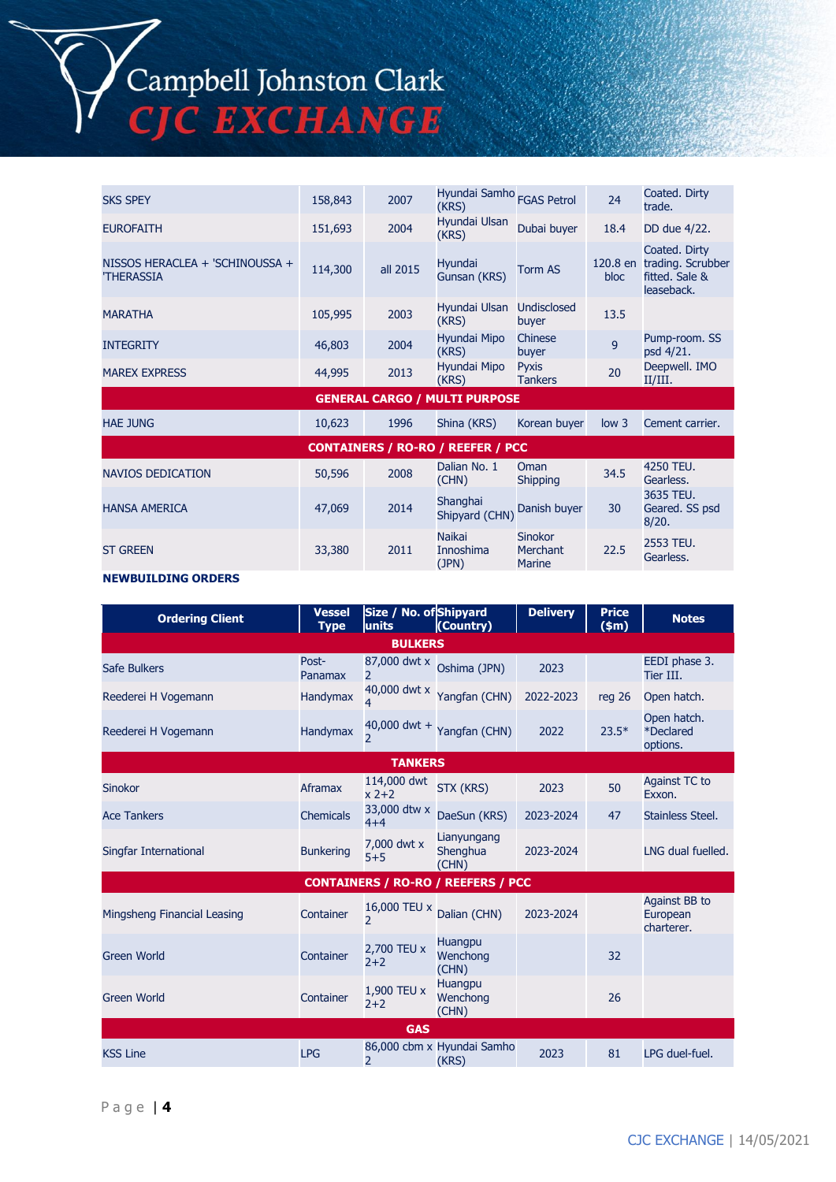| | | | | | | |
|---|---|---|---|---|---|---|
| SKS SPEY | 158,843 | 2007 | Hyundai Samho (KRS) | FGAS Petrol | 24 | Coated. Dirty trade. |
| EUROFAITH | 151,693 | 2004 | Hyundai Ulsan (KRS) | Dubai buyer | 18.4 | DD due 4/22. |
| NISSOS HERACLEA + 'SCHINOUSSA + 'THERASSIA | 114,300 | all 2015 | Hyundai Gunsan (KRS) | Torm AS | 120.8 en bloc | Coated. Dirty trading. Scrubber fitted. Sale & leaseback. |
| MARATHA | 105,995 | 2003 | Hyundai Ulsan (KRS) | Undisclosed buyer | 13.5 | |
| INTEGRITY | 46,803 | 2004 | Hyundai Mipo (KRS) | Chinese buyer | 9 | Pump-room. SS psd 4/21. |
| MAREX EXPRESS | 44,995 | 2013 | Hyundai Mipo (KRS) | Pyxis Tankers | 20 | Deepwell. IMO II/III. |
| **GENERAL CARGO / MULTI PURPOSE** | | | | | | |
| HAE JUNG | 10,623 | 1996 | Shina (KRS) | Korean buyer | low 3 | Cement carrier. |
| **CONTAINERS / RO-RO / REEFER / PCC** | | | | | | |
| NAVIOS DEDICATION | 50,596 | 2008 | Dalian No. 1 (CHN) | Oman Shipping | 34.5 | 4250 TEU. Gearless. |
| HANSA AMERICA | 47,069 | 2014 | Shanghai Shipyard (CHN) | Danish buyer | 30 | 3635 TEU. Geared. SS psd 8/20. |
| ST GREEN | 33,380 | 2011 | Naikai Innoshima (JPN) | Sinokor Merchant Marine | 22.5 | 2553 TEU. Gearless. |

## NEWBUILDING ORDERS

| Ordering Client | Vessel Type | Size / No. of units | Shipyard (Country) | Delivery | Price ($m) | Notes |
|---|---|---|---|---|---|---|
| **BULKERS** | | | | | | |
| Safe Bulkers | Post-Panamax | 87,000 dwt x 2 | Oshima (JPN) | 2023 | | EEDI phase 3. Tier III. |
| Reederei H Vogemann | Handymax | 40,000 dwt x 4 | Yangfan (CHN) | 2022-2023 | reg 26 | Open hatch. |
| Reederei H Vogemann | Handymax | 40,000 dwt + 2 | Yangfan (CHN) | 2022 | 23.5* | Open hatch. *Declared options. |
| **TANKERS** | | | | | | |
| Sinokor | Aframax | 114,000 dwt x 2+2 | STX (KRS) | 2023 | 50 | Against TC to Exxon. |
| Ace Tankers | Chemicals | 33,000 dtw x 4+4 | DaeSun (KRS) | 2023-2024 | 47 | Stainless Steel. |
| Singfar International | Bunkering | 7,000 dwt x 5+5 | Lianyungang Shenghua (CHN) | 2023-2024 | | LNG dual fuelled. |
| **CONTAINERS / RO-RO / REEFERS / PCC** | | | | | | |
| Mingsheng Financial Leasing | Container | 16,000 TEU x 2 | Dalian (CHN) | 2023-2024 | | Against BB to European charterer. |
| Green World | Container | 2,700 TEU x 2+2 | Huangpu Wenchong (CHN) | | 32 | |
| Green World | Container | 1,900 TEU x 2+2 | Huangpu Wenchong (CHN) | | 26 | |
| **GAS** | | | | | | |
| KSS Line | LPG | 86,000 cbm x 2 | Hyundai Samho (KRS) | 2023 | 81 | LPG duel-fuel. |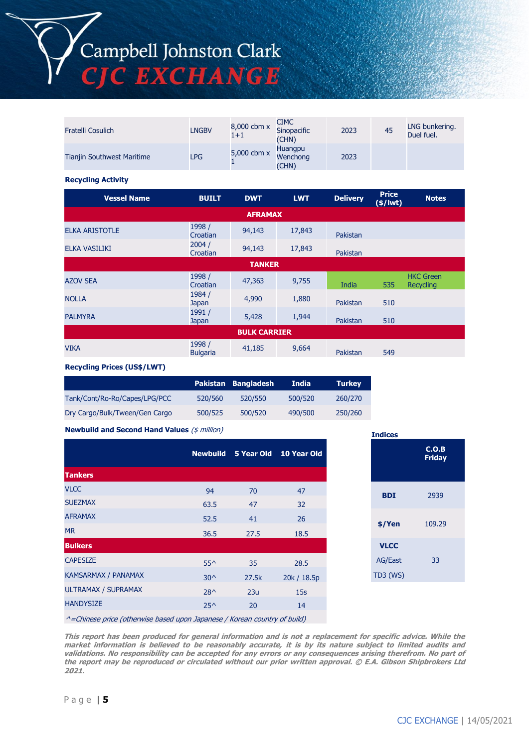| | | | | | | |
|---|---|---|---|---|---|---|
| Fratelli Cosulich | LNGBV | 8,000 cbm x 1+1 | CIMC Sinopacific (CHN) | 2023 | 45 | LNG bunkering. Duel fuel. |
| Tianjin Southwest Maritime | LPG | 5,000 cbm x 1 | Huangpu Wenchong (CHN) | 2023 | | |

**Recycling Activity**

| Vessel Name | BUILT | DWT | LWT | Delivery | Price ($/lwt) | Notes |
|---|---|---|---|---|---|---|
| **AFRAMAX** | | | | | | |
| ELKA ARISTOTLE | 1998 / Croatian | 94,143 | 17,843 | Pakistan | | |
| ELKA VASILIKI | 2004 / Croatian | 94,143 | 17,843 | Pakistan | | |
| **TANKER** | | | | | | |
| AZOV SEA | 1998 / Croatian | 47,363 | 9,755 | India | 535 | HKC Green Recycling |
| NOLLA | 1984 / Japan | 4,990 | 1,880 | Pakistan | 510 | |
| PALMYRA | 1991 / Japan | 5,428 | 1,944 | Pakistan | 510 | |
| **BULK CARRIER** | | | | | | |
| VIKA | 1998 / Bulgaria | 41,185 | 9,664 | Pakistan | 549 | |

**Recycling Prices (US$/LWT)**

| | Pakistan | Bangladesh | India | Turkey |
|---|---|---|---|---|
| Tank/Cont/Ro-Ro/Capes/LPG/PCC | 520/560 | 520/550 | 500/520 | 260/270 |
| Dry Cargo/Bulk/Tween/Gen Cargo | 500/525 | 500/520 | 490/500 | 250/260 |

**Newbuild and Second Hand Values** *($ million)*

| | Newbuild | 5 Year Old | 10 Year Old |
|---|---|---|---|
| **Tankers** | | | |
| VLCC | 94 | 70 | 47 |
| SUEZMAX | 63.5 | 47 | 32 |
| AFRAMAX | 52.5 | 41 | 26 |
| MR | 36.5 | 27.5 | 18.5 |
| **Bulkers** | | | |
| CAPESIZE | 55^ | 35 | 28.5 |
| KAMSARMAX / PANAMAX | 30^ | 27.5k | 20k / 18.5p |
| ULTRAMAX / SUPRAMAX | 28^ | 23u | 15s |
| HANDYSIZE | 25^ | 20 | 14 |

*^=Chinese price (otherwise based upon Japanese / Korean country of build)*

**Indices**

| | C.O.B Friday |
|---|---|
| **BDI** | 2939 |
| **$/Yen** | 109.29 |
| **VLCC** AG/East TD3 (WS) | 33 |

***This report has been produced for general information and is not a replacement for specific advice. While the market information is believed to be reasonably accurate, it is by its nature subject to limited audits and validations. No responsibility can be accepted for any errors or any consequences arising therefrom. No part of the report may be reproduced or circulated without our prior written approval. © E.A. Gibson Shipbrokers Ltd 2021.***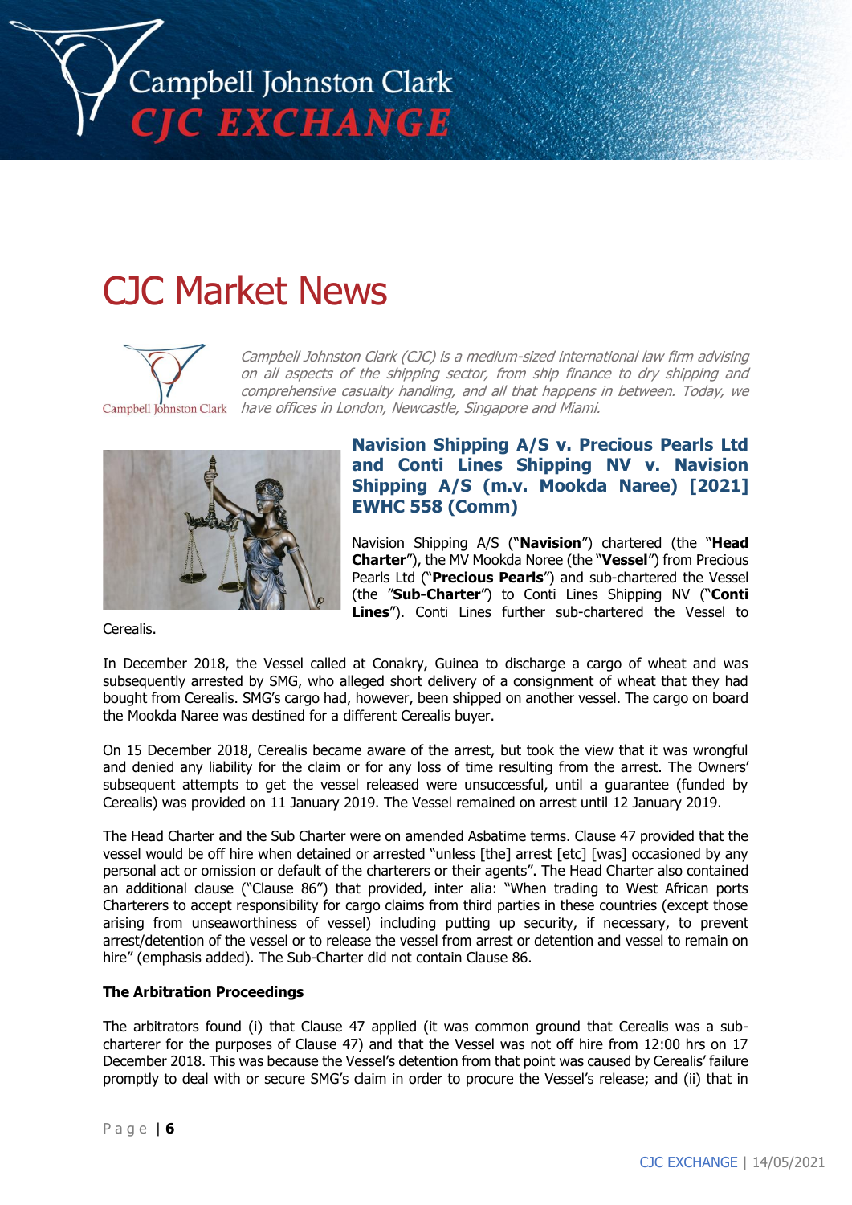# CJC Market News

*Campbell Johnston Clark (CJC) is a medium-sized international law firm advising on all aspects of the shipping sector, from ship finance to dry shipping and comprehensive casualty handling, and all that happens in between. Today, we have offices in London, Newcastle, Singapore and Miami.*

## Navision Shipping A/S v. Precious Pearls Ltd and Conti Lines Shipping NV v. Navision Shipping A/S (m.v. Mookda Naree) [2021] EWHC 558 (Comm)

Navision Shipping A/S ("**Navision**") chartered (the "**Head Charter**"), the MV Mookda Noree (the "**Vessel**") from Precious Pearls Ltd ("**Precious Pearls**") and sub-chartered the Vessel (the "**Sub-Charter**") to Conti Lines Shipping NV ("**Conti Lines**"). Conti Lines further sub-chartered the Vessel to Cerealis.

In December 2018, the Vessel called at Conakry, Guinea to discharge a cargo of wheat and was subsequently arrested by SMG, who alleged short delivery of a consignment of wheat that they had bought from Cerealis. SMG's cargo had, however, been shipped on another vessel. The cargo on board the Mookda Naree was destined for a different Cerealis buyer.

On 15 December 2018, Cerealis became aware of the arrest, but took the view that it was wrongful and denied any liability for the claim or for any loss of time resulting from the arrest. The Owners' subsequent attempts to get the vessel released were unsuccessful, until a guarantee (funded by Cerealis) was provided on 11 January 2019. The Vessel remained on arrest until 12 January 2019.

The Head Charter and the Sub Charter were on amended Asbatime terms. Clause 47 provided that the vessel would be off hire when detained or arrested "unless [the] arrest [etc] [was] occasioned by any personal act or omission or default of the charterers or their agents". The Head Charter also contained an additional clause ("Clause 86") that provided, inter alia: "When trading to West African ports Charterers to accept responsibility for cargo claims from third parties in these countries (except those arising from unseaworthiness of vessel) including putting up security, if necessary, to prevent arrest/detention of the vessel or to release the vessel from arrest or detention and vessel to remain on hire" (emphasis added). The Sub-Charter did not contain Clause 86.

**The Arbitration Proceedings**

The arbitrators found (i) that Clause 47 applied (it was common ground that Cerealis was a sub-charterer for the purposes of Clause 47) and that the Vessel was not off hire from 12:00 hrs on 17 December 2018. This was because the Vessel's detention from that point was caused by Cerealis' failure promptly to deal with or secure SMG's claim in order to procure the Vessel's release; and (ii) that in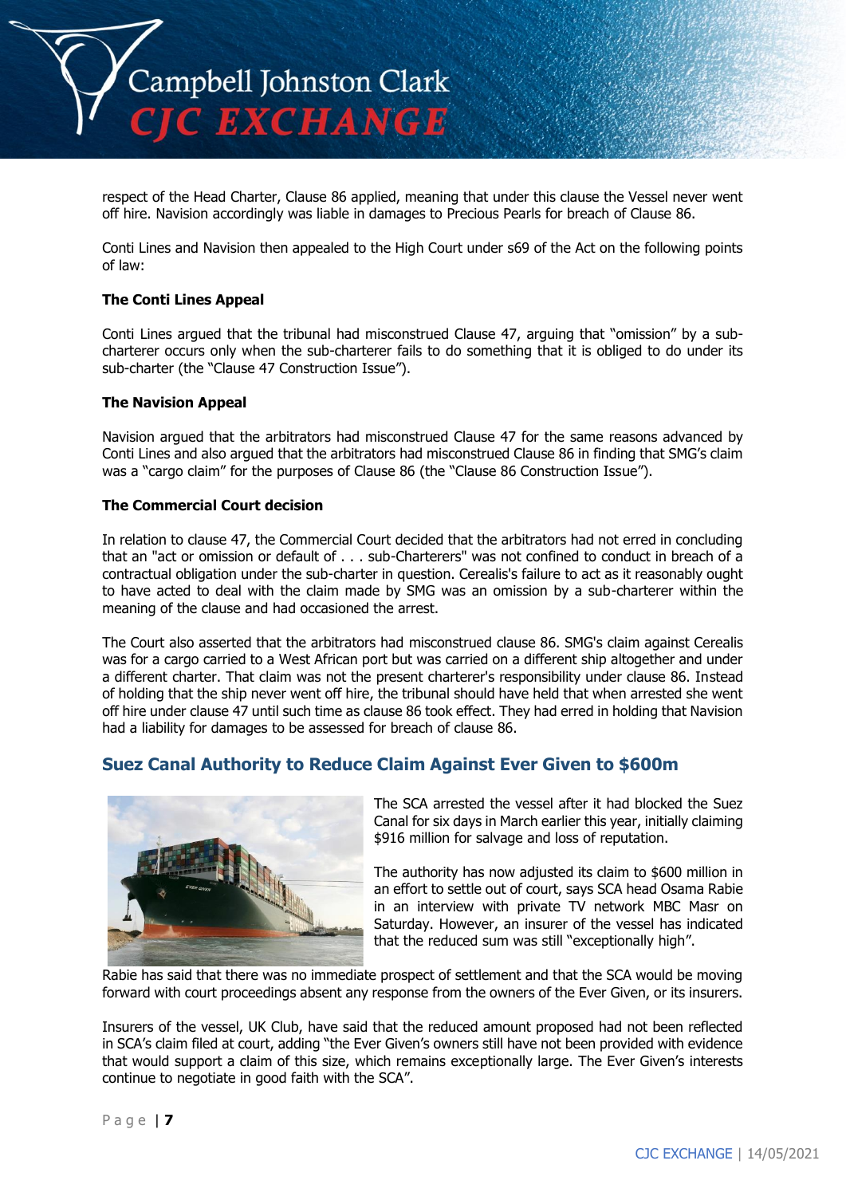respect of the Head Charter, Clause 86 applied, meaning that under this clause the Vessel never went off hire. Navision accordingly was liable in damages to Precious Pearls for breach of Clause 86.

Conti Lines and Navision then appealed to the High Court under s69 of the Act on the following points of law:

**The Conti Lines Appeal**

Conti Lines argued that the tribunal had misconstrued Clause 47, arguing that "omission" by a sub-charterer occurs only when the sub-charterer fails to do something that it is obliged to do under its sub-charter (the "Clause 47 Construction Issue").

**The Navision Appeal**

Navision argued that the arbitrators had misconstrued Clause 47 for the same reasons advanced by Conti Lines and also argued that the arbitrators had misconstrued Clause 86 in finding that SMG's claim was a "cargo claim" for the purposes of Clause 86 (the "Clause 86 Construction Issue").

**The Commercial Court decision**

In relation to clause 47, the Commercial Court decided that the arbitrators had not erred in concluding that an "act or omission or default of . . . sub-Charterers" was not confined to conduct in breach of a contractual obligation under the sub-charter in question. Cerealis's failure to act as it reasonably ought to have acted to deal with the claim made by SMG was an omission by a sub-charterer within the meaning of the clause and had occasioned the arrest.

The Court also asserted that the arbitrators had misconstrued clause 86. SMG's claim against Cerealis was for a cargo carried to a West African port but was carried on a different ship altogether and under a different charter. That claim was not the present charterer's responsibility under clause 86. Instead of holding that the ship never went off hire, the tribunal should have held that when arrested she went off hire under clause 47 until such time as clause 86 took effect. They had erred in holding that Navision had a liability for damages to be assessed for breach of clause 86.

## Suez Canal Authority to Reduce Claim Against Ever Given to $600m

The SCA arrested the vessel after it had blocked the Suez Canal for six days in March earlier this year, initially claiming $916 million for salvage and loss of reputation.

The authority has now adjusted its claim to $600 million in an effort to settle out of court, says SCA head Osama Rabie in an interview with private TV network MBC Masr on Saturday. However, an insurer of the vessel has indicated that the reduced sum was still "exceptionally high".

Rabie has said that there was no immediate prospect of settlement and that the SCA would be moving forward with court proceedings absent any response from the owners of the Ever Given, or its insurers.

Insurers of the vessel, UK Club, have said that the reduced amount proposed had not been reflected in SCA's claim filed at court, adding "the Ever Given's owners still have not been provided with evidence that would support a claim of this size, which remains exceptionally large. The Ever Given's interests continue to negotiate in good faith with the SCA".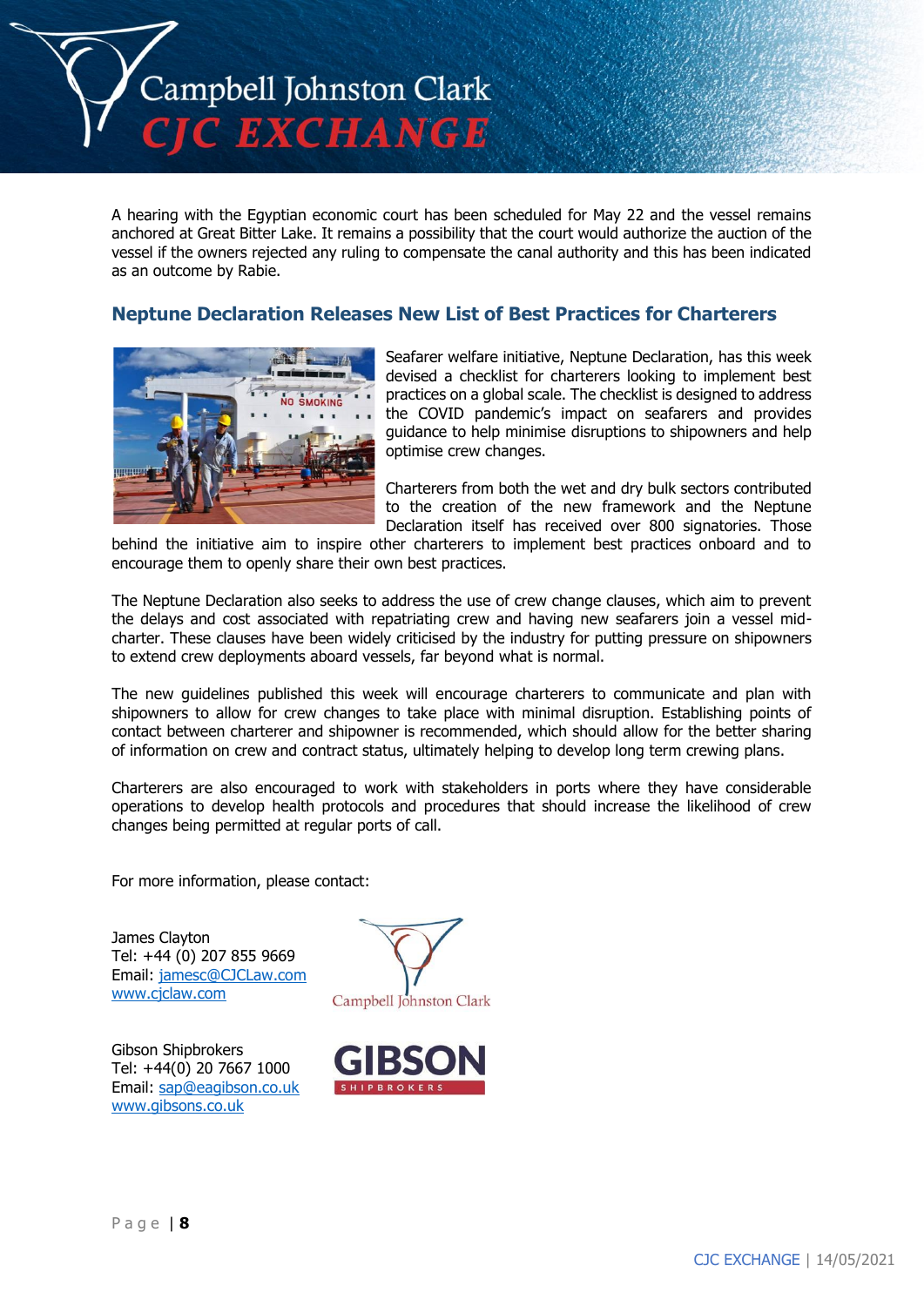A hearing with the Egyptian economic court has been scheduled for May 22 and the vessel remains anchored at Great Bitter Lake. It remains a possibility that the court would authorize the auction of the vessel if the owners rejected any ruling to compensate the canal authority and this has been indicated as an outcome by Rabie.

## Neptune Declaration Releases New List of Best Practices for Charterers

Seafarer welfare initiative, Neptune Declaration, has this week devised a checklist for charterers looking to implement best practices on a global scale. The checklist is designed to address the COVID pandemic's impact on seafarers and provides guidance to help minimise disruptions to shipowners and help optimise crew changes.

Charterers from both the wet and dry bulk sectors contributed to the creation of the new framework and the Neptune Declaration itself has received over 800 signatories. Those behind the initiative aim to inspire other charterers to implement best practices onboard and to encourage them to openly share their own best practices.

The Neptune Declaration also seeks to address the use of crew change clauses, which aim to prevent the delays and cost associated with repatriating crew and having new seafarers join a vessel mid-charter. These clauses have been widely criticised by the industry for putting pressure on shipowners to extend crew deployments aboard vessels, far beyond what is normal.

The new guidelines published this week will encourage charterers to communicate and plan with shipowners to allow for crew changes to take place with minimal disruption. Establishing points of contact between charterer and shipowner is recommended, which should allow for the better sharing of information on crew and contract status, ultimately helping to develop long term crewing plans.

Charterers are also encouraged to work with stakeholders in ports where they have considerable operations to develop health protocols and procedures that should increase the likelihood of crew changes being permitted at regular ports of call.

For more information, please contact:

James Clayton
Tel: +44 (0) 207 855 9669
Email: jamesc@CJCLaw.com
www.cjclaw.com

Gibson Shipbrokers
Tel: +44(0) 20 7667 1000
Email: sap@eagibson.co.uk
www.gibsons.co.uk